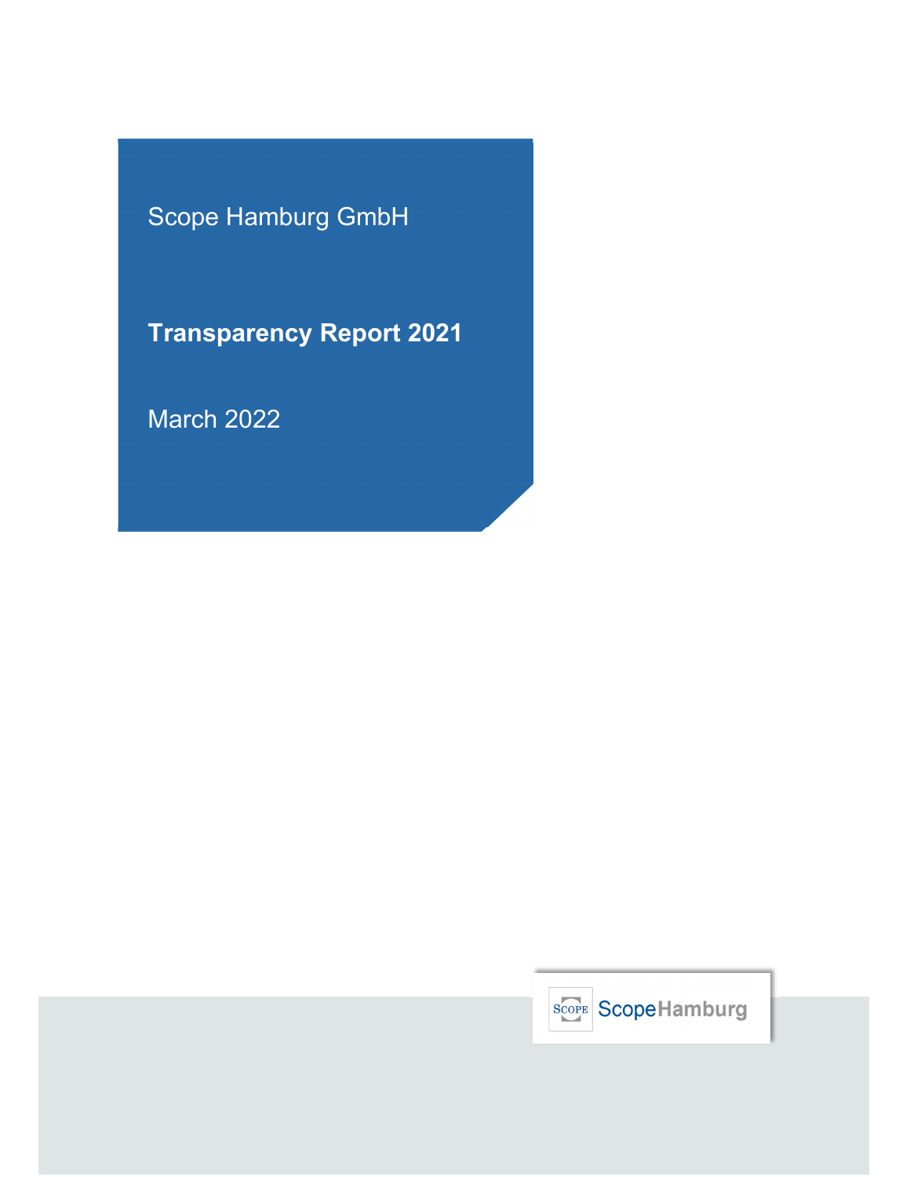Scope Hamburg GmbH

# Transparency Report 2021

March 2022

ScopeHamburg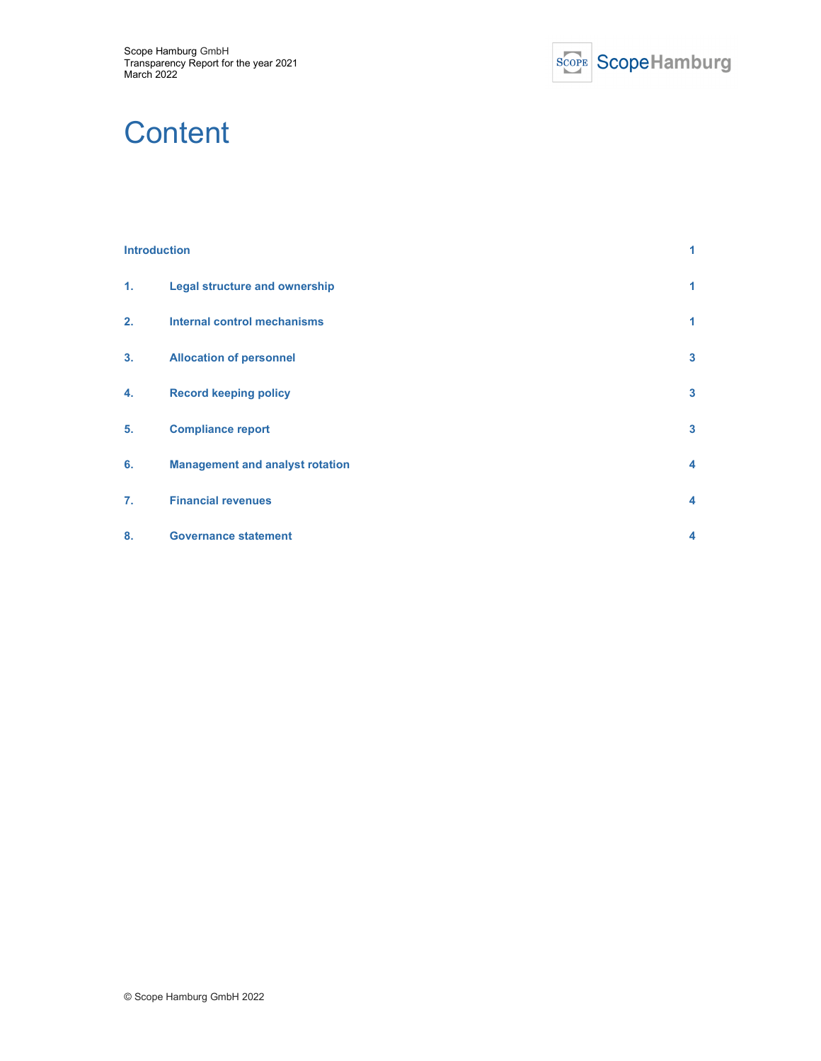# Content

| | | |
|---|---|---|
| **Introduction** | | **1** |
| **1.** | **Legal structure and ownership** | **1** |
| **2.** | **Internal control mechanisms** | **1** |
| **3.** | **Allocation of personnel** | **3** |
| **4.** | **Record keeping policy** | **3** |
| **5.** | **Compliance report** | **3** |
| **6.** | **Management and analyst rotation** | **4** |
| **7.** | **Financial revenues** | **4** |
| **8.** | **Governance statement** | **4** |

© Scope Hamburg GmbH 2022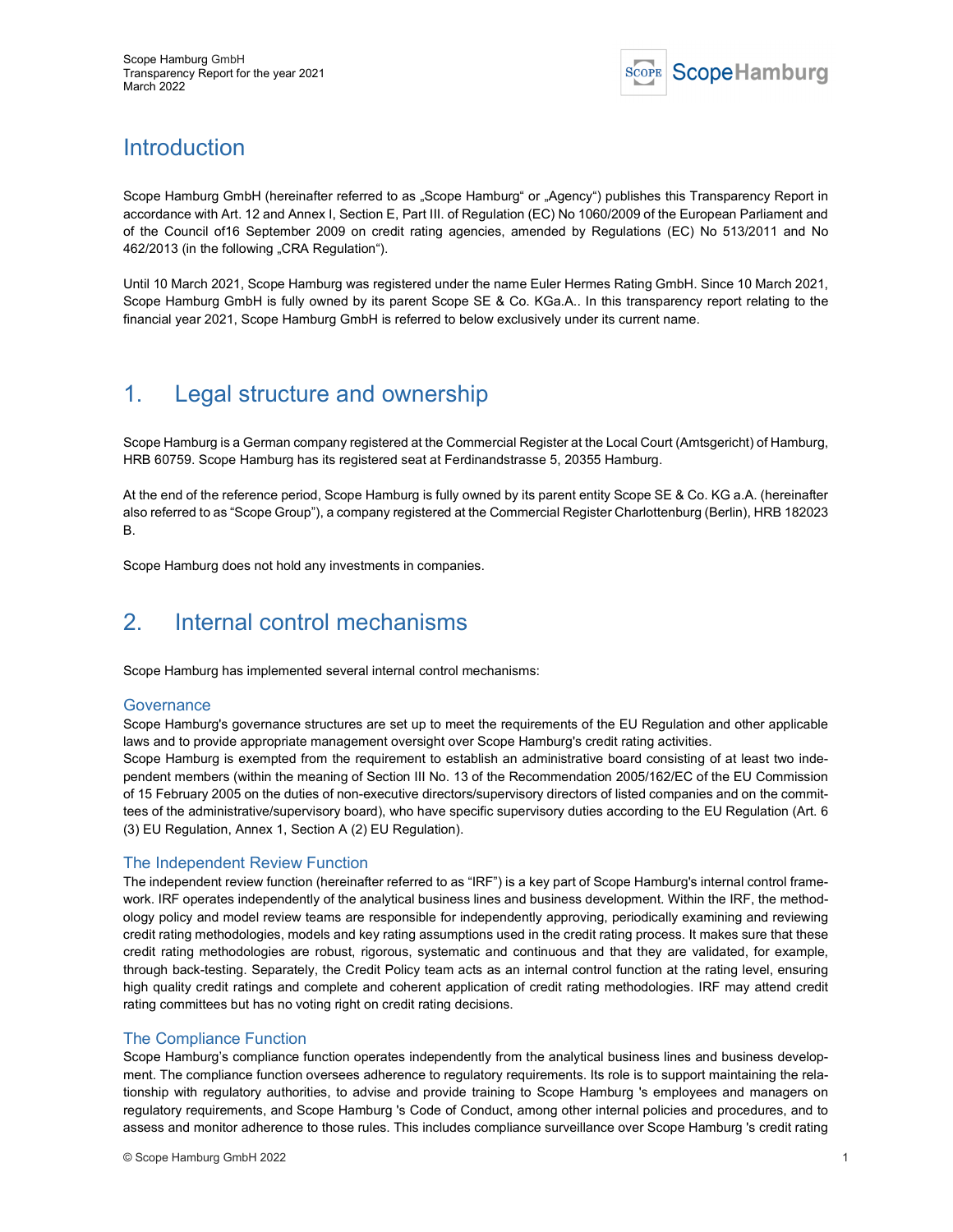# Introduction

Scope Hamburg GmbH (hereinafter referred to as „Scope Hamburg" or „Agency") publishes this Transparency Report in accordance with Art. 12 and Annex I, Section E, Part III. of Regulation (EC) No 1060/2009 of the European Parliament and of the Council of16 September 2009 on credit rating agencies, amended by Regulations (EC) No 513/2011 and No 462/2013 (in the following „CRA Regulation").

Until 10 March 2021, Scope Hamburg was registered under the name Euler Hermes Rating GmbH. Since 10 March 2021, Scope Hamburg GmbH is fully owned by its parent Scope SE & Co. KGa.A.. In this transparency report relating to the financial year 2021, Scope Hamburg GmbH is referred to below exclusively under its current name.

# 1. Legal structure and ownership

Scope Hamburg is a German company registered at the Commercial Register at the Local Court (Amtsgericht) of Hamburg, HRB 60759. Scope Hamburg has its registered seat at Ferdinandstrasse 5, 20355 Hamburg.

At the end of the reference period, Scope Hamburg is fully owned by its parent entity Scope SE & Co. KG a.A. (hereinafter also referred to as "Scope Group"), a company registered at the Commercial Register Charlottenburg (Berlin), HRB 182023 B.

Scope Hamburg does not hold any investments in companies.

# 2. Internal control mechanisms

Scope Hamburg has implemented several internal control mechanisms:

## Governance

Scope Hamburg's governance structures are set up to meet the requirements of the EU Regulation and other applicable laws and to provide appropriate management oversight over Scope Hamburg's credit rating activities.
Scope Hamburg is exempted from the requirement to establish an administrative board consisting of at least two independent members (within the meaning of Section III No. 13 of the Recommendation 2005/162/EC of the EU Commission of 15 February 2005 on the duties of non-executive directors/supervisory directors of listed companies and on the committees of the administrative/supervisory board), who have specific supervisory duties according to the EU Regulation (Art. 6 (3) EU Regulation, Annex 1, Section A (2) EU Regulation).

## The Independent Review Function

The independent review function (hereinafter referred to as "IRF") is a key part of Scope Hamburg's internal control framework. IRF operates independently of the analytical business lines and business development. Within the IRF, the methodology policy and model review teams are responsible for independently approving, periodically examining and reviewing credit rating methodologies, models and key rating assumptions used in the credit rating process. It makes sure that these credit rating methodologies are robust, rigorous, systematic and continuous and that they are validated, for example, through back-testing. Separately, the Credit Policy team acts as an internal control function at the rating level, ensuring high quality credit ratings and complete and coherent application of credit rating methodologies. IRF may attend credit rating committees but has no voting right on credit rating decisions.

## The Compliance Function

Scope Hamburg's compliance function operates independently from the analytical business lines and business development. The compliance function oversees adherence to regulatory requirements. Its role is to support maintaining the relationship with regulatory authorities, to advise and provide training to Scope Hamburg 's employees and managers on regulatory requirements, and Scope Hamburg 's Code of Conduct, among other internal policies and procedures, and to assess and monitor adherence to those rules. This includes compliance surveillance over Scope Hamburg 's credit rating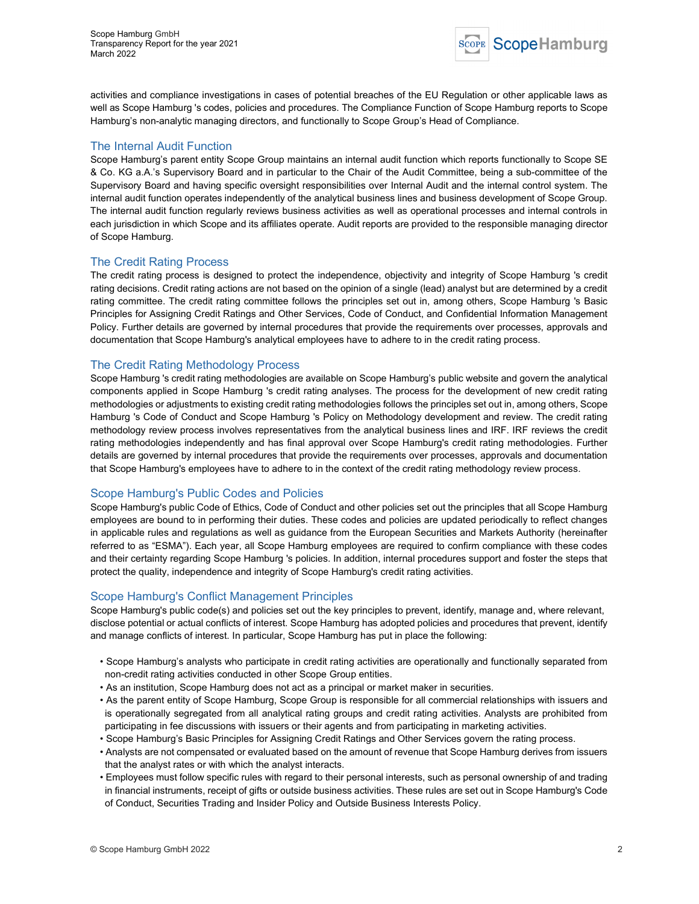activities and compliance investigations in cases of potential breaches of the EU Regulation or other applicable laws as well as Scope Hamburg 's codes, policies and procedures. The Compliance Function of Scope Hamburg reports to Scope Hamburg's non-analytic managing directors, and functionally to Scope Group's Head of Compliance.

## The Internal Audit Function

Scope Hamburg's parent entity Scope Group maintains an internal audit function which reports functionally to Scope SE & Co. KG a.A.'s Supervisory Board and in particular to the Chair of the Audit Committee, being a sub-committee of the Supervisory Board and having specific oversight responsibilities over Internal Audit and the internal control system. The internal audit function operates independently of the analytical business lines and business development of Scope Group. The internal audit function regularly reviews business activities as well as operational processes and internal controls in each jurisdiction in which Scope and its affiliates operate. Audit reports are provided to the responsible managing director of Scope Hamburg.

## The Credit Rating Process

The credit rating process is designed to protect the independence, objectivity and integrity of Scope Hamburg 's credit rating decisions. Credit rating actions are not based on the opinion of a single (lead) analyst but are determined by a credit rating committee. The credit rating committee follows the principles set out in, among others, Scope Hamburg 's Basic Principles for Assigning Credit Ratings and Other Services, Code of Conduct, and Confidential Information Management Policy. Further details are governed by internal procedures that provide the requirements over processes, approvals and documentation that Scope Hamburg's analytical employees have to adhere to in the credit rating process.

## The Credit Rating Methodology Process

Scope Hamburg 's credit rating methodologies are available on Scope Hamburg's public website and govern the analytical components applied in Scope Hamburg 's credit rating analyses. The process for the development of new credit rating methodologies or adjustments to existing credit rating methodologies follows the principles set out in, among others, Scope Hamburg 's Code of Conduct and Scope Hamburg 's Policy on Methodology development and review. The credit rating methodology review process involves representatives from the analytical business lines and IRF. IRF reviews the credit rating methodologies independently and has final approval over Scope Hamburg's credit rating methodologies. Further details are governed by internal procedures that provide the requirements over processes, approvals and documentation that Scope Hamburg's employees have to adhere to in the context of the credit rating methodology review process.

## Scope Hamburg's Public Codes and Policies

Scope Hamburg's public Code of Ethics, Code of Conduct and other policies set out the principles that all Scope Hamburg employees are bound to in performing their duties. These codes and policies are updated periodically to reflect changes in applicable rules and regulations as well as guidance from the European Securities and Markets Authority (hereinafter referred to as "ESMA"). Each year, all Scope Hamburg employees are required to confirm compliance with these codes and their certainty regarding Scope Hamburg 's policies. In addition, internal procedures support and foster the steps that protect the quality, independence and integrity of Scope Hamburg's credit rating activities.

## Scope Hamburg's Conflict Management Principles

Scope Hamburg's public code(s) and policies set out the key principles to prevent, identify, manage and, where relevant, disclose potential or actual conflicts of interest. Scope Hamburg has adopted policies and procedures that prevent, identify and manage conflicts of interest. In particular, Scope Hamburg has put in place the following:

- Scope Hamburg's analysts who participate in credit rating activities are operationally and functionally separated from non-credit rating activities conducted in other Scope Group entities.
- As an institution, Scope Hamburg does not act as a principal or market maker in securities.
- As the parent entity of Scope Hamburg, Scope Group is responsible for all commercial relationships with issuers and is operationally segregated from all analytical rating groups and credit rating activities. Analysts are prohibited from participating in fee discussions with issuers or their agents and from participating in marketing activities.
- Scope Hamburg's Basic Principles for Assigning Credit Ratings and Other Services govern the rating process.
- Analysts are not compensated or evaluated based on the amount of revenue that Scope Hamburg derives from issuers that the analyst rates or with which the analyst interacts.
- Employees must follow specific rules with regard to their personal interests, such as personal ownership of and trading in financial instruments, receipt of gifts or outside business activities. These rules are set out in Scope Hamburg's Code of Conduct, Securities Trading and Insider Policy and Outside Business Interests Policy.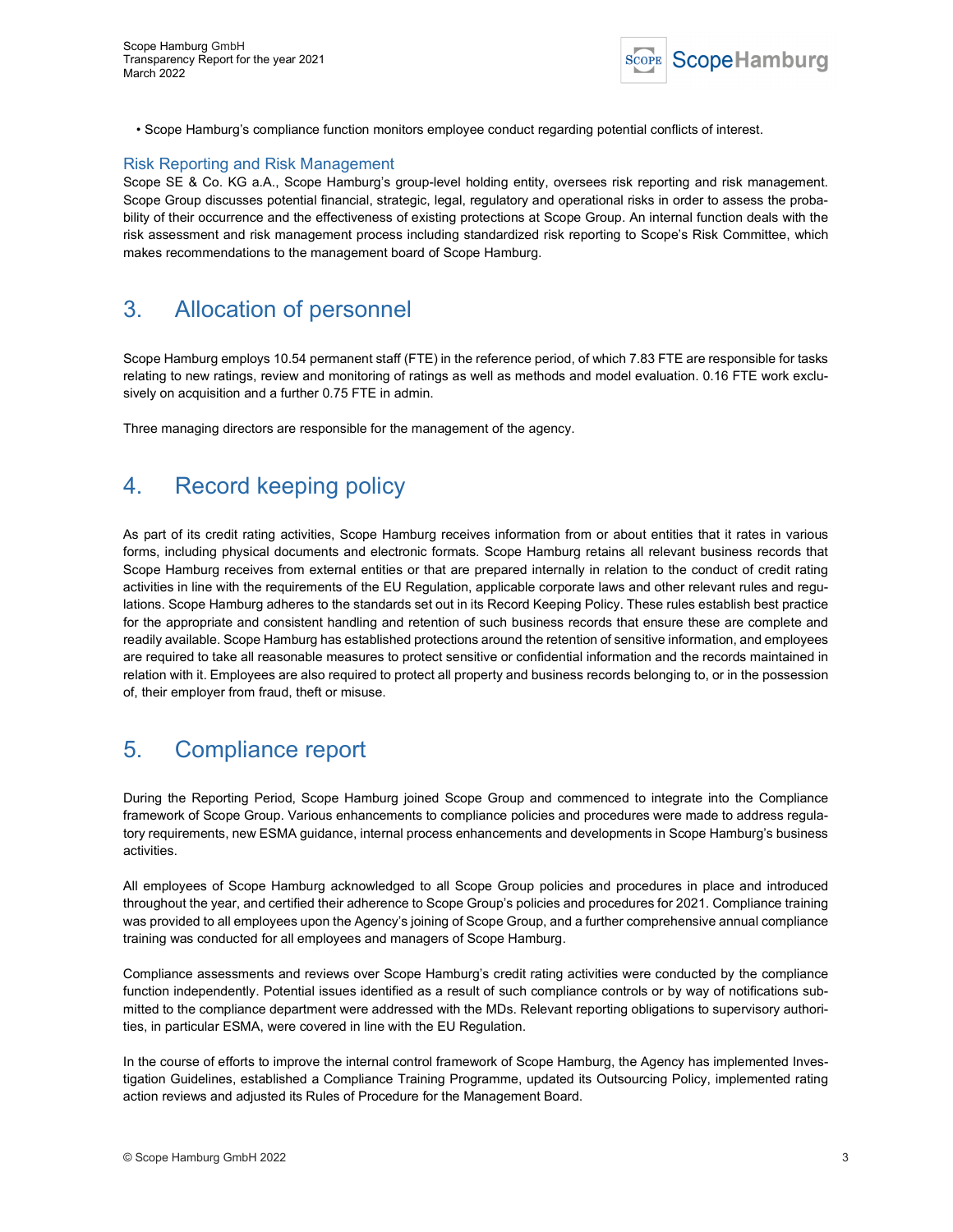• Scope Hamburg's compliance function monitors employee conduct regarding potential conflicts of interest.

### Risk Reporting and Risk Management

Scope SE & Co. KG a.A., Scope Hamburg's group-level holding entity, oversees risk reporting and risk management. Scope Group discusses potential financial, strategic, legal, regulatory and operational risks in order to assess the probability of their occurrence and the effectiveness of existing protections at Scope Group. An internal function deals with the risk assessment and risk management process including standardized risk reporting to Scope's Risk Committee, which makes recommendations to the management board of Scope Hamburg.

## 3. Allocation of personnel

Scope Hamburg employs 10.54 permanent staff (FTE) in the reference period, of which 7.83 FTE are responsible for tasks relating to new ratings, review and monitoring of ratings as well as methods and model evaluation. 0.16 FTE work exclusively on acquisition and a further 0.75 FTE in admin.

Three managing directors are responsible for the management of the agency.

## 4. Record keeping policy

As part of its credit rating activities, Scope Hamburg receives information from or about entities that it rates in various forms, including physical documents and electronic formats. Scope Hamburg retains all relevant business records that Scope Hamburg receives from external entities or that are prepared internally in relation to the conduct of credit rating activities in line with the requirements of the EU Regulation, applicable corporate laws and other relevant rules and regulations. Scope Hamburg adheres to the standards set out in its Record Keeping Policy. These rules establish best practice for the appropriate and consistent handling and retention of such business records that ensure these are complete and readily available. Scope Hamburg has established protections around the retention of sensitive information, and employees are required to take all reasonable measures to protect sensitive or confidential information and the records maintained in relation with it. Employees are also required to protect all property and business records belonging to, or in the possession of, their employer from fraud, theft or misuse.

## 5. Compliance report

During the Reporting Period, Scope Hamburg joined Scope Group and commenced to integrate into the Compliance framework of Scope Group. Various enhancements to compliance policies and procedures were made to address regulatory requirements, new ESMA guidance, internal process enhancements and developments in Scope Hamburg's business activities.

All employees of Scope Hamburg acknowledged to all Scope Group policies and procedures in place and introduced throughout the year, and certified their adherence to Scope Group's policies and procedures for 2021. Compliance training was provided to all employees upon the Agency's joining of Scope Group, and a further comprehensive annual compliance training was conducted for all employees and managers of Scope Hamburg.

Compliance assessments and reviews over Scope Hamburg's credit rating activities were conducted by the compliance function independently. Potential issues identified as a result of such compliance controls or by way of notifications submitted to the compliance department were addressed with the MDs. Relevant reporting obligations to supervisory authorities, in particular ESMA, were covered in line with the EU Regulation.

In the course of efforts to improve the internal control framework of Scope Hamburg, the Agency has implemented Investigation Guidelines, established a Compliance Training Programme, updated its Outsourcing Policy, implemented rating action reviews and adjusted its Rules of Procedure for the Management Board.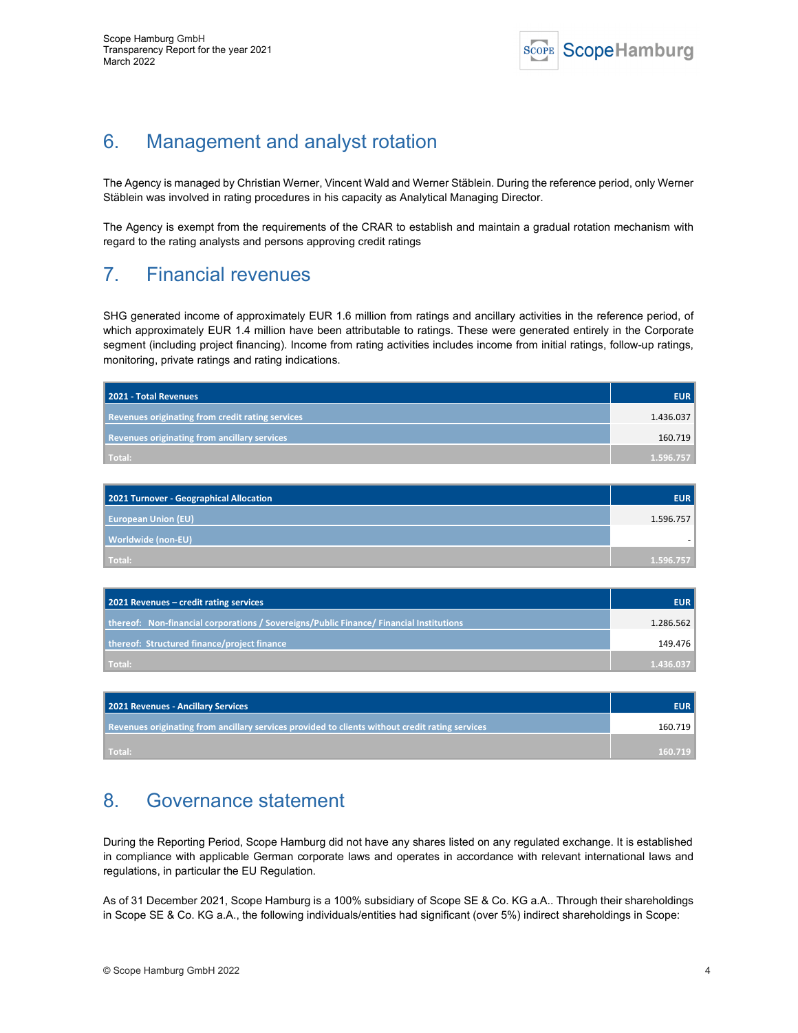## 6. Management and analyst rotation

The Agency is managed by Christian Werner, Vincent Wald and Werner Stäblein. During the reference period, only Werner Stäblein was involved in rating procedures in his capacity as Analytical Managing Director.

The Agency is exempt from the requirements of the CRAR to establish and maintain a gradual rotation mechanism with regard to the rating analysts and persons approving credit ratings

## 7. Financial revenues

SHG generated income of approximately EUR 1.6 million from ratings and ancillary activities in the reference period, of which approximately EUR 1.4 million have been attributable to ratings. These were generated entirely in the Corporate segment (including project financing). Income from rating activities includes income from initial ratings, follow-up ratings, monitoring, private ratings and rating indications.

| 2021 - Total Revenues | EUR |
|---|---|
| Revenues originating from credit rating services | 1.436.037 |
| Revenues originating from ancillary services | 160.719 |
| Total: | 1.596.757 |

| 2021 Turnover - Geographical Allocation | EUR |
|---|---|
| European Union (EU) | 1.596.757 |
| Worldwide (non-EU) | - |
| Total: | 1.596.757 |

| 2021 Revenues – credit rating services | EUR |
|---|---|
| thereof: Non-financial corporations / Sovereigns/Public Finance/ Financial Institutions | 1.286.562 |
| thereof: Structured finance/project finance | 149.476 |
| Total: | 1.436.037 |

| 2021 Revenues - Ancillary Services | EUR |
|---|---|
| Revenues originating from ancillary services provided to clients without credit rating services | 160.719 |
| Total: | 160.719 |

## 8. Governance statement

During the Reporting Period, Scope Hamburg did not have any shares listed on any regulated exchange. It is established in compliance with applicable German corporate laws and operates in accordance with relevant international laws and regulations, in particular the EU Regulation.

As of 31 December 2021, Scope Hamburg is a 100% subsidiary of Scope SE & Co. KG a.A.. Through their shareholdings in Scope SE & Co. KG a.A., the following individuals/entities had significant (over 5%) indirect shareholdings in Scope: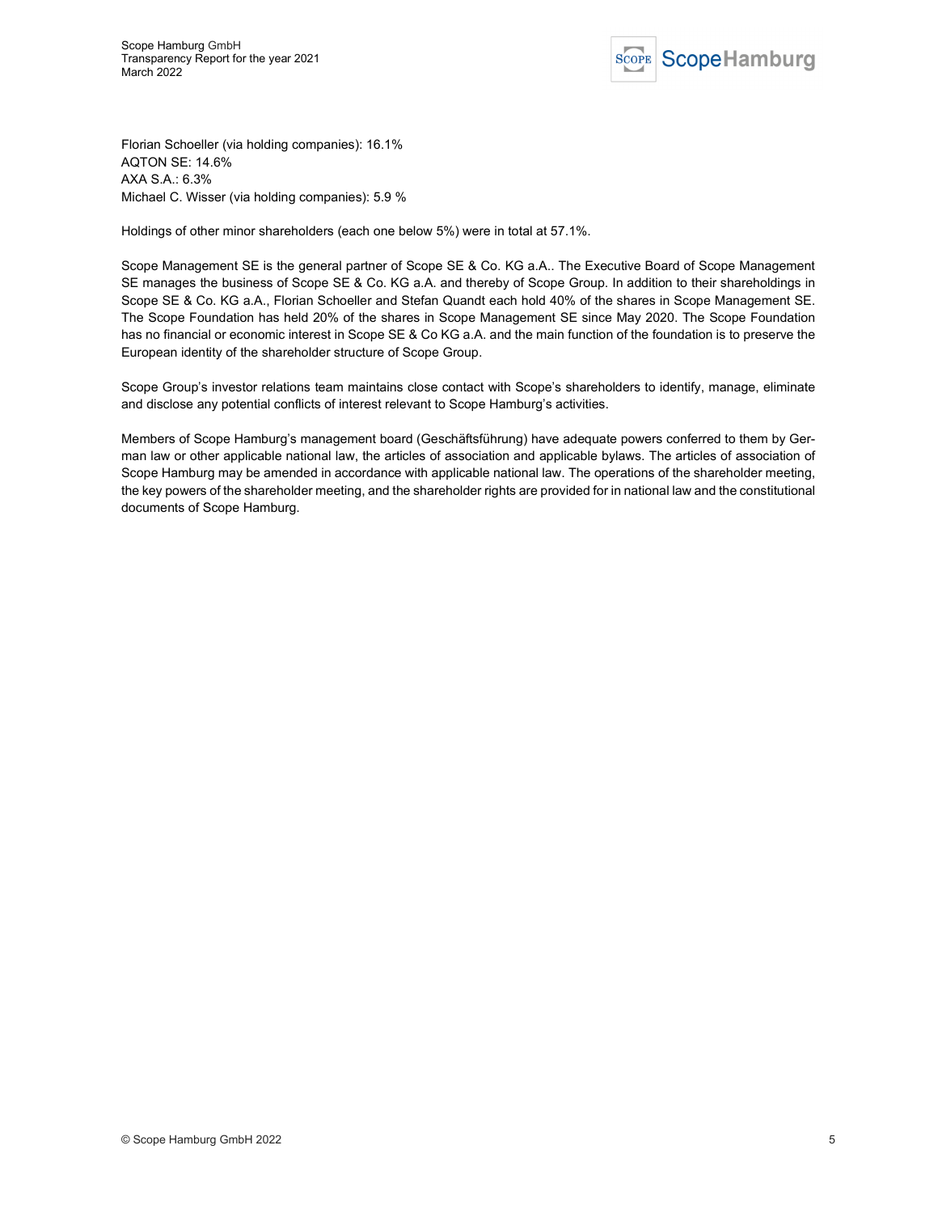Florian Schoeller (via holding companies): 16.1%
AQTON SE: 14.6%
AXA S.A.: 6.3%
Michael C. Wisser (via holding companies): 5.9 %

Holdings of other minor shareholders (each one below 5%) were in total at 57.1%.

Scope Management SE is the general partner of Scope SE & Co. KG a.A.. The Executive Board of Scope Management SE manages the business of Scope SE & Co. KG a.A. and thereby of Scope Group. In addition to their shareholdings in Scope SE & Co. KG a.A., Florian Schoeller and Stefan Quandt each hold 40% of the shares in Scope Management SE. The Scope Foundation has held 20% of the shares in Scope Management SE since May 2020. The Scope Foundation has no financial or economic interest in Scope SE & Co KG a.A. and the main function of the foundation is to preserve the European identity of the shareholder structure of Scope Group.

Scope Group's investor relations team maintains close contact with Scope's shareholders to identify, manage, eliminate and disclose any potential conflicts of interest relevant to Scope Hamburg's activities.

Members of Scope Hamburg's management board (Geschäftsführung) have adequate powers conferred to them by German law or other applicable national law, the articles of association and applicable bylaws. The articles of association of Scope Hamburg may be amended in accordance with applicable national law. The operations of the shareholder meeting, the key powers of the shareholder meeting, and the shareholder rights are provided for in national law and the constitutional documents of Scope Hamburg.